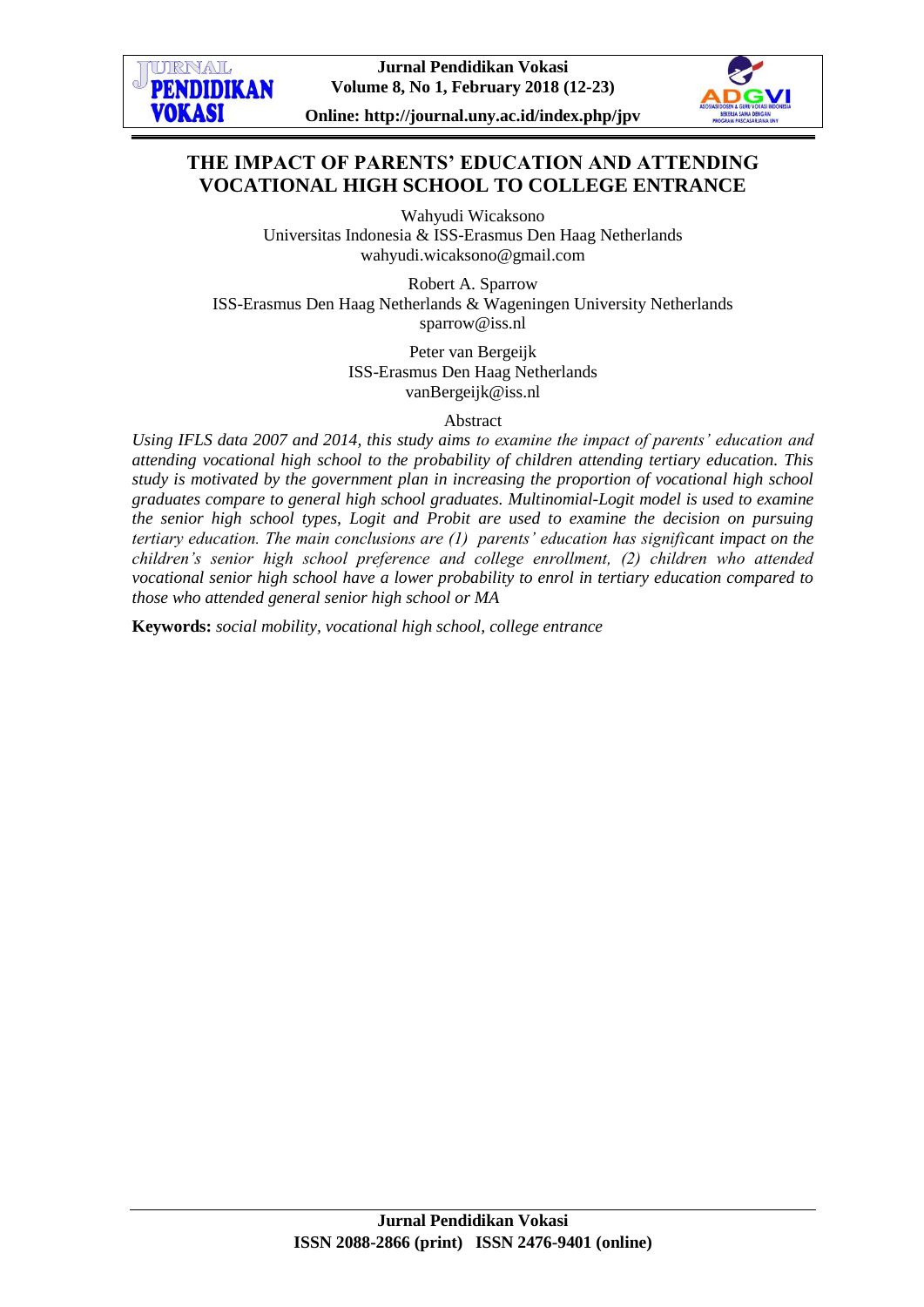# THE IMPACT OF PARENTS' EDUCATION AND ATTENDING VOCATIONAL HIGH SCHOOL TO COLLEGE ENTRANCE

Wahyudi Wicaksono
Universitas Indonesia & ISS-Erasmus Den Haag Netherlands
wahyudi.wicaksono@gmail.com

Robert A. Sparrow
ISS-Erasmus Den Haag Netherlands & Wageningen University Netherlands
sparrow@iss.nl

Peter van Bergeijk
ISS-Erasmus Den Haag Netherlands
vanBergeijk@iss.nl

Abstract

*Using IFLS data 2007 and 2014, this study aims to examine the impact of parents' education and attending vocational high school to the probability of children attending tertiary education. This study is motivated by the government plan in increasing the proportion of vocational high school graduates compare to general high school graduates. Multinomial-Logit model is used to examine the senior high school types, Logit and Probit are used to examine the decision on pursuing tertiary education. The main conclusions are (1) parents' education has significant impact on the children's senior high school preference and college enrollment, (2) children who attended vocational senior high school have a lower probability to enrol in tertiary education compared to those who attended general senior high school or MA*

**Keywords:** *social mobility, vocational high school, college entrance*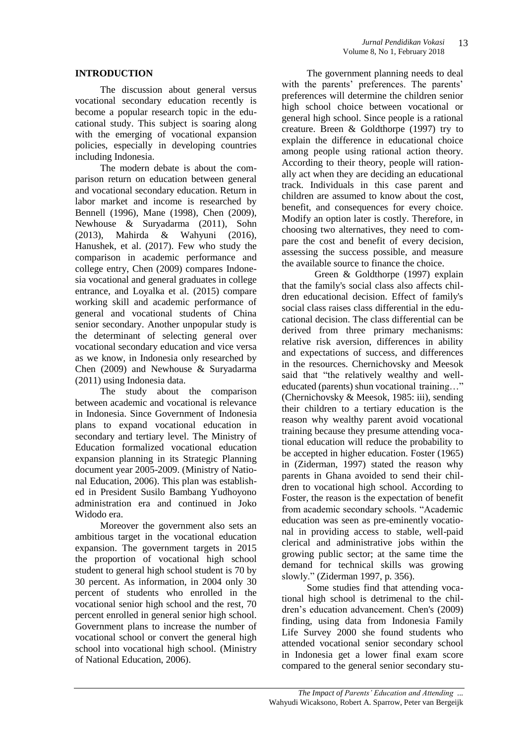## INTRODUCTION

The discussion about general versus vocational secondary education recently is become a popular research topic in the educational study. This subject is soaring along with the emerging of vocational expansion policies, especially in developing countries including Indonesia.

The modern debate is about the comparison return on education between general and vocational secondary education. Return in labor market and income is researched by Bennell (1996), Mane (1998), Chen (2009), Newhouse & Suryadarma (2011), Sohn (2013), Mahirda & Wahyuni (2016), Hanushek, et al. (2017). Few who study the comparison in academic performance and college entry, Chen (2009) compares Indonesia vocational and general graduates in college entrance, and Loyalka et al. (2015) compare working skill and academic performance of general and vocational students of China senior secondary. Another unpopular study is the determinant of selecting general over vocational secondary education and vice versa as we know, in Indonesia only researched by Chen (2009) and Newhouse & Suryadarma (2011) using Indonesia data.

The study about the comparison between academic and vocational is relevance in Indonesia. Since Government of Indonesia plans to expand vocational education in secondary and tertiary level. The Ministry of Education formalized vocational education expansion planning in its Strategic Planning document year 2005-2009. (Ministry of National Education, 2006). This plan was established in President Susilo Bambang Yudhoyono administration era and continued in Joko Widodo era.

Moreover the government also sets an ambitious target in the vocational education expansion. The government targets in 2015 the proportion of vocational high school student to general high school student is 70 by 30 percent. As information, in 2004 only 30 percent of students who enrolled in the vocational senior high school and the rest, 70 percent enrolled in general senior high school. Government plans to increase the number of vocational school or convert the general high school into vocational high school. (Ministry of National Education, 2006).

The government planning needs to deal with the parents' preferences. The parents' preferences will determine the children senior high school choice between vocational or general high school. Since people is a rational creature. Breen & Goldthorpe (1997) try to explain the difference in educational choice among people using rational action theory. According to their theory, people will rationally act when they are deciding an educational track. Individuals in this case parent and children are assumed to know about the cost, benefit, and consequences for every choice. Modify an option later is costly. Therefore, in choosing two alternatives, they need to compare the cost and benefit of every decision, assessing the success possible, and measure the available source to finance the choice.

Green & Goldthorpe (1997) explain that the family's social class also affects children educational decision. Effect of family's social class raises class differential in the educational decision. The class differential can be derived from three primary mechanisms: relative risk aversion, differences in ability and expectations of success, and differences in the resources. Chernichovsky and Meesok said that "the relatively wealthy and well-educated (parents) shun vocational training…" (Chernichovsky & Meesok, 1985: iii), sending their children to a tertiary education is the reason why wealthy parent avoid vocational training because they presume attending vocational education will reduce the probability to be accepted in higher education. Foster (1965) in (Ziderman, 1997) stated the reason why parents in Ghana avoided to send their children to vocational high school. According to Foster, the reason is the expectation of benefit from academic secondary schools. "Academic education was seen as pre-eminently vocational in providing access to stable, well-paid clerical and administrative jobs within the growing public sector; at the same time the demand for technical skills was growing slowly." (Ziderman 1997, p. 356).

Some studies find that attending vocational high school is detrimenal to the children's education advancement. Chen's (2009) finding, using data from Indonesia Family Life Survey 2000 she found students who attended vocational senior secondary school in Indonesia get a lower final exam score compared to the general senior secondary stu-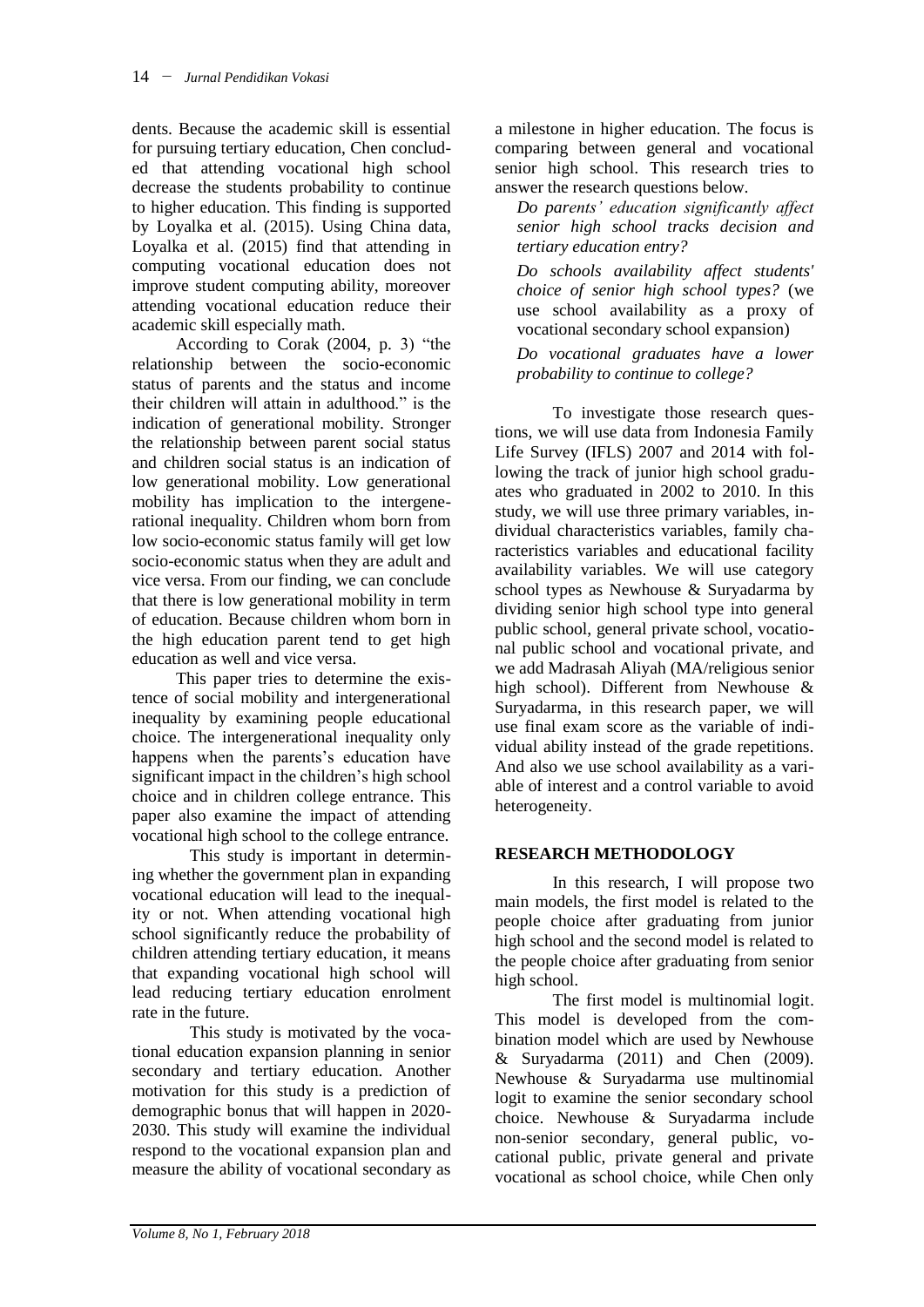dents. Because the academic skill is essential for pursuing tertiary education, Chen concluded that attending vocational high school decrease the students probability to continue to higher education. This finding is supported by Loyalka et al. (2015). Using China data, Loyalka et al. (2015) find that attending in computing vocational education does not improve student computing ability, moreover attending vocational education reduce their academic skill especially math.

According to Corak (2004, p. 3) "the relationship between the socio-economic status of parents and the status and income their children will attain in adulthood." is the indication of generational mobility. Stronger the relationship between parent social status and children social status is an indication of low generational mobility. Low generational mobility has implication to the intergenerational inequality. Children whom born from low socio-economic status family will get low socio-economic status when they are adult and vice versa. From our finding, we can conclude that there is low generational mobility in term of education. Because children whom born in the high education parent tend to get high education as well and vice versa.

This paper tries to determine the existence of social mobility and intergenerational inequality by examining people educational choice. The intergenerational inequality only happens when the parents's education have significant impact in the children's high school choice and in children college entrance. This paper also examine the impact of attending vocational high school to the college entrance.

This study is important in determining whether the government plan in expanding vocational education will lead to the inequality or not. When attending vocational high school significantly reduce the probability of children attending tertiary education, it means that expanding vocational high school will lead reducing tertiary education enrolment rate in the future.

This study is motivated by the vocational education expansion planning in senior secondary and tertiary education. Another motivation for this study is a prediction of demographic bonus that will happen in 2020-2030. This study will examine the individual respond to the vocational expansion plan and measure the ability of vocational secondary as a milestone in higher education. The focus is comparing between general and vocational senior high school. This research tries to answer the research questions below.

*Do parents' education significantly affect senior high school tracks decision and tertiary education entry?*

*Do schools availability affect students' choice of senior high school types?* (we use school availability as a proxy of vocational secondary school expansion)

*Do vocational graduates have a lower probability to continue to college?*

To investigate those research questions, we will use data from Indonesia Family Life Survey (IFLS) 2007 and 2014 with following the track of junior high school graduates who graduated in 2002 to 2010. In this study, we will use three primary variables, individual characteristics variables, family characteristics variables and educational facility availability variables. We will use category school types as Newhouse & Suryadarma by dividing senior high school type into general public school, general private school, vocational public school and vocational private, and we add Madrasah Aliyah (MA/religious senior high school). Different from Newhouse & Suryadarma, in this research paper, we will use final exam score as the variable of individual ability instead of the grade repetitions. And also we use school availability as a variable of interest and a control variable to avoid heterogeneity.

## RESEARCH METHODOLOGY

In this research, I will propose two main models, the first model is related to the people choice after graduating from junior high school and the second model is related to the people choice after graduating from senior high school.

The first model is multinomial logit. This model is developed from the combination model which are used by Newhouse & Suryadarma (2011) and Chen (2009). Newhouse & Suryadarma use multinomial logit to examine the senior secondary school choice. Newhouse & Suryadarma include non-senior secondary, general public, vocational public, private general and private vocational as school choice, while Chen only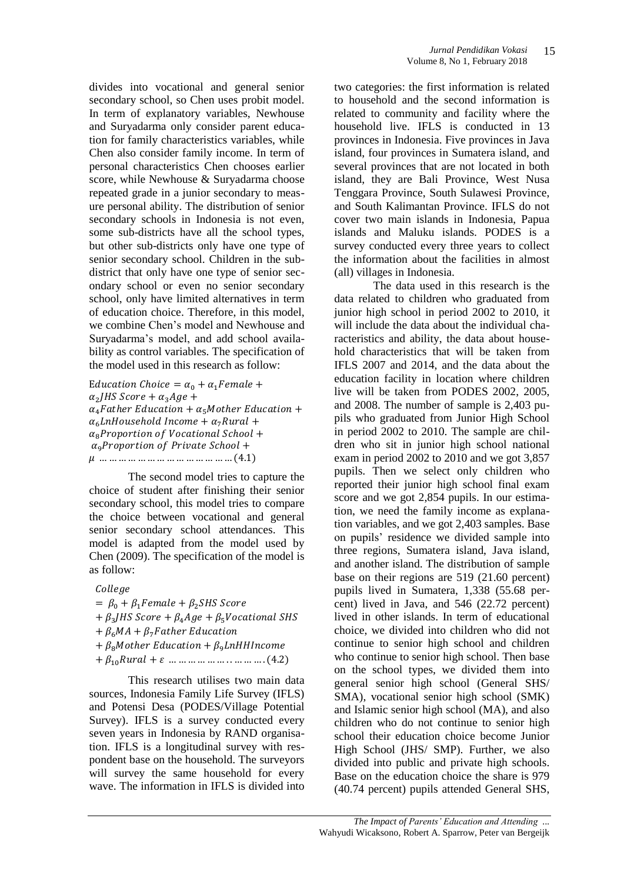divides into vocational and general senior secondary school, so Chen uses probit model. In term of explanatory variables, Newhouse and Suryadarma only consider parent education for family characteristics variables, while Chen also consider family income. In term of personal characteristics Chen chooses earlier score, while Newhouse & Suryadarma choose repeated grade in a junior secondary to measure personal ability. The distribution of senior secondary schools in Indonesia is not even, some sub-districts have all the school types, but other sub-districts only have one type of senior secondary school. Children in the sub-district that only have one type of senior secondary school or even no senior secondary school, only have limited alternatives in term of education choice. Therefore, in this model, we combine Chen's model and Newhouse and Suryadarma's model, and add school availability as control variables. The specification of the model used in this research as follow:

$$Education\ Choice = \alpha_0 + \alpha_1 Female + \alpha_2 JHS\ Score + \alpha_3 Age + \alpha_4 Father\ Education + \alpha_5 Mother\ Education + \alpha_6 LnHousehold\ Income + \alpha_7 Rural + \alpha_8 Proportion\ of\ Vocational\ School + \alpha_9 Proportion\ of\ Private\ School + \mu \quad \ldots\ldots\ldots\ldots\ldots\ldots\ldots\ldots\ldots\ldots (4.1)$$

The second model tries to capture the choice of student after finishing their senior secondary school, this model tries to compare the choice between vocational and general senior secondary school attendances. This model is adapted from the model used by Chen (2009). The specification of the model is as follow:

$$College = \beta_0 + \beta_1 Female + \beta_2 SHS\ Score + \beta_3 JHS\ Score + \beta_4 Age + \beta_5 Vocational\ SHS + \beta_6 MA + \beta_7 Father\ Education + \beta_8 Mother\ Education + \beta_9 LnHHIncome + \beta_{10} Rural + \varepsilon \quad \ldots\ldots\ldots\ldots\ldots\ldots\ldots\ldots (4.2)$$

This research utilises two main data sources, Indonesia Family Life Survey (IFLS) and Potensi Desa (PODES/Village Potential Survey). IFLS is a survey conducted every seven years in Indonesia by RAND organisation. IFLS is a longitudinal survey with respondent base on the household. The surveyors will survey the same household for every wave. The information in IFLS is divided into two categories: the first information is related to household and the second information is related to community and facility where the household live. IFLS is conducted in 13 provinces in Indonesia. Five provinces in Java island, four provinces in Sumatera island, and several provinces that are not located in both island, they are Bali Province, West Nusa Tenggara Province, South Sulawesi Province, and South Kalimantan Province. IFLS do not cover two main islands in Indonesia, Papua islands and Maluku islands. PODES is a survey conducted every three years to collect the information about the facilities in almost (all) villages in Indonesia.

The data used in this research is the data related to children who graduated from junior high school in period 2002 to 2010, it will include the data about the individual characteristics and ability, the data about household characteristics that will be taken from IFLS 2007 and 2014, and the data about the education facility in location where children live will be taken from PODES 2002, 2005, and 2008. The number of sample is 2,403 pupils who graduated from Junior High School in period 2002 to 2010. The sample are children who sit in junior high school national exam in period 2002 to 2010 and we got 3,857 pupils. Then we select only children who reported their junior high school final exam score and we got 2,854 pupils. In our estimation, we need the family income as explanation variables, and we got 2,403 samples. Base on pupils' residence we divided sample into three regions, Sumatera island, Java island, and another island. The distribution of sample base on their regions are 519 (21.60 percent) pupils lived in Sumatera, 1,338 (55.68 percent) lived in Java, and 546 (22.72 percent) lived in other islands. In term of educational choice, we divided into children who did not continue to senior high school and children who continue to senior high school. Then base on the school types, we divided them into general senior high school (General SHS/ SMA), vocational senior high school (SMK) and Islamic senior high school (MA), and also children who do not continue to senior high school their education choice become Junior High School (JHS/ SMP). Further, we also divided into public and private high schools. Base on the education choice the share is 979 (40.74 percent) pupils attended General SHS,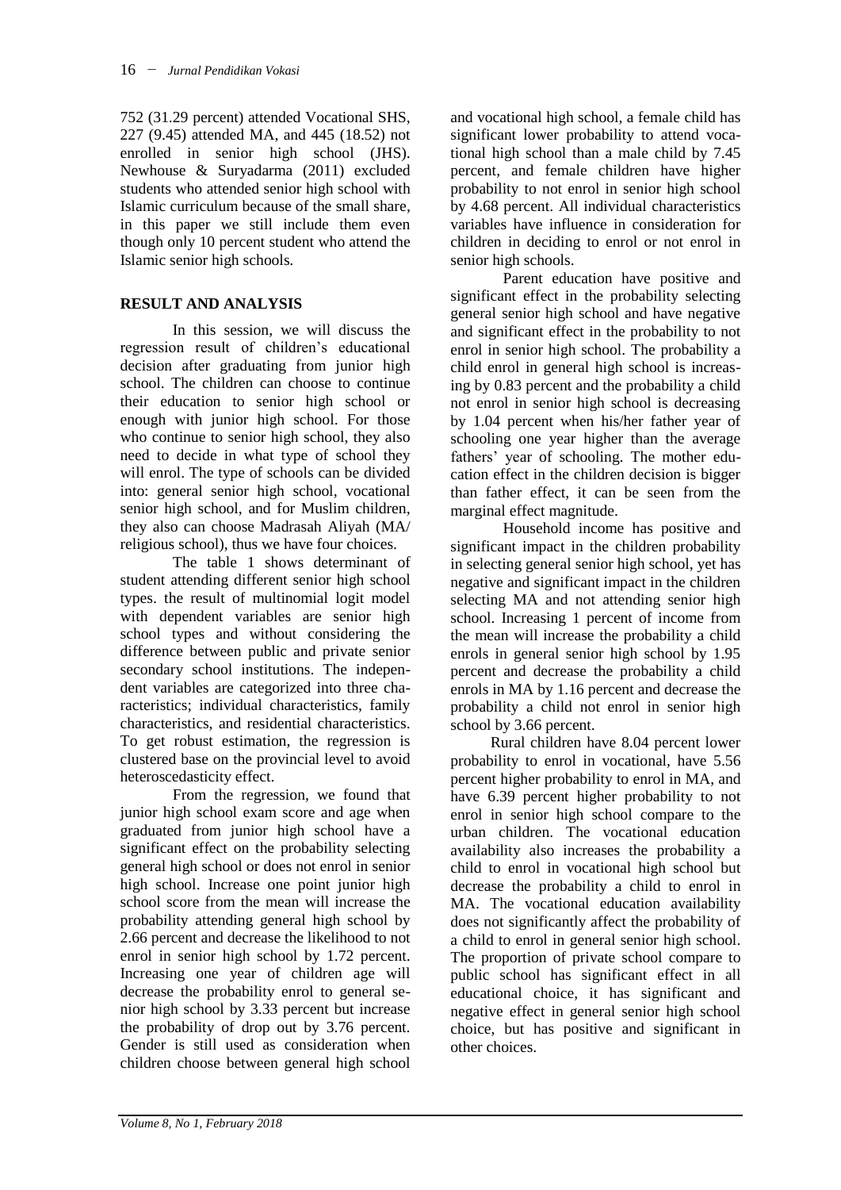752 (31.29 percent) attended Vocational SHS, 227 (9.45) attended MA, and 445 (18.52) not enrolled in senior high school (JHS). Newhouse & Suryadarma (2011) excluded students who attended senior high school with Islamic curriculum because of the small share, in this paper we still include them even though only 10 percent student who attend the Islamic senior high schools.

## RESULT AND ANALYSIS

In this session, we will discuss the regression result of children's educational decision after graduating from junior high school. The children can choose to continue their education to senior high school or enough with junior high school. For those who continue to senior high school, they also need to decide in what type of school they will enrol. The type of schools can be divided into: general senior high school, vocational senior high school, and for Muslim children, they also can choose Madrasah Aliyah (MA/ religious school), thus we have four choices.

The table 1 shows determinant of student attending different senior high school types. the result of multinomial logit model with dependent variables are senior high school types and without considering the difference between public and private senior secondary school institutions. The independent variables are categorized into three characteristics; individual characteristics, family characteristics, and residential characteristics. To get robust estimation, the regression is clustered base on the provincial level to avoid heteroscedasticity effect.

From the regression, we found that junior high school exam score and age when graduated from junior high school have a significant effect on the probability selecting general high school or does not enrol in senior high school. Increase one point junior high school score from the mean will increase the probability attending general high school by 2.66 percent and decrease the likelihood to not enrol in senior high school by 1.72 percent. Increasing one year of children age will decrease the probability enrol to general senior high school by 3.33 percent but increase the probability of drop out by 3.76 percent. Gender is still used as consideration when children choose between general high school and vocational high school, a female child has significant lower probability to attend vocational high school than a male child by 7.45 percent, and female children have higher probability to not enrol in senior high school by 4.68 percent. All individual characteristics variables have influence in consideration for children in deciding to enrol or not enrol in senior high schools.

Parent education have positive and significant effect in the probability selecting general senior high school and have negative and significant effect in the probability to not enrol in senior high school. The probability a child enrol in general high school is increasing by 0.83 percent and the probability a child not enrol in senior high school is decreasing by 1.04 percent when his/her father year of schooling one year higher than the average fathers' year of schooling. The mother education effect in the children decision is bigger than father effect, it can be seen from the marginal effect magnitude.

Household income has positive and significant impact in the children probability in selecting general senior high school, yet has negative and significant impact in the children selecting MA and not attending senior high school. Increasing 1 percent of income from the mean will increase the probability a child enrols in general senior high school by 1.95 percent and decrease the probability a child enrols in MA by 1.16 percent and decrease the probability a child not enrol in senior high school by 3.66 percent.

Rural children have 8.04 percent lower probability to enrol in vocational, have 5.56 percent higher probability to enrol in MA, and have 6.39 percent higher probability to not enrol in senior high school compare to the urban children. The vocational education availability also increases the probability a child to enrol in vocational high school but decrease the probability a child to enrol in MA. The vocational education availability does not significantly affect the probability of a child to enrol in general senior high school. The proportion of private school compare to public school has significant effect in all educational choice, it has significant and negative effect in general senior high school choice, but has positive and significant in other choices.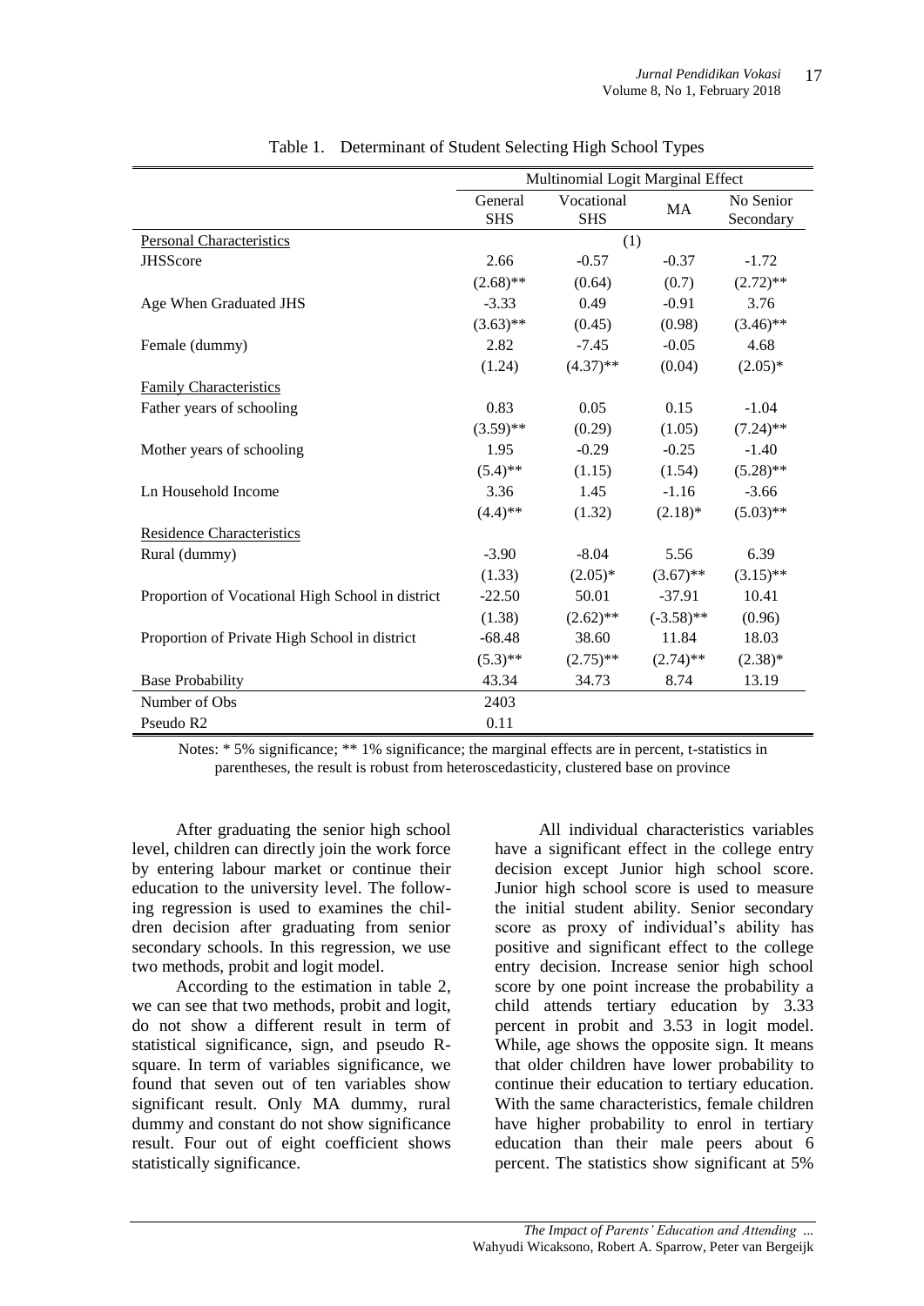Table 1. Determinant of Student Selecting High School Types

| | Multinomial Logit Marginal Effect | | | |
|---|---|---|---|---|
| | General SHS | Vocational SHS | MA | No Senior Secondary |
| Personal Characteristics | (1) | | | |
| JHSScore | 2.66 | -0.57 | -0.37 | -1.72 |
| | (2.68)** | (0.64) | (0.7) | (2.72)** |
| Age When Graduated JHS | -3.33 | 0.49 | -0.91 | 3.76 |
| | (3.63)** | (0.45) | (0.98) | (3.46)** |
| Female (dummy) | 2.82 | -7.45 | -0.05 | 4.68 |
| | (1.24) | (4.37)** | (0.04) | (2.05)* |
| Family Characteristics | | | | |
| Father years of schooling | 0.83 | 0.05 | 0.15 | -1.04 |
| | (3.59)** | (0.29) | (1.05) | (7.24)** |
| Mother years of schooling | 1.95 | -0.29 | -0.25 | -1.40 |
| | (5.4)** | (1.15) | (1.54) | (5.28)** |
| Ln Household Income | 3.36 | 1.45 | -1.16 | -3.66 |
| | (4.4)** | (1.32) | (2.18)* | (5.03)** |
| Residence Characteristics | | | | |
| Rural (dummy) | -3.90 | -8.04 | 5.56 | 6.39 |
| | (1.33) | (2.05)* | (3.67)** | (3.15)** |
| Proportion of Vocational High School in district | -22.50 | 50.01 | -37.91 | 10.41 |
| | (1.38) | (2.62)** | (-3.58)** | (0.96) |
| Proportion of Private High School in district | -68.48 | 38.60 | 11.84 | 18.03 |
| | (5.3)** | (2.75)** | (2.74)** | (2.38)* |
| Base Probability | 43.34 | 34.73 | 8.74 | 13.19 |
| Number of Obs | 2403 | | | |
| Pseudo R2 | 0.11 | | | |

Notes: * 5% significance; ** 1% significance; the marginal effects are in percent, t-statistics in parentheses, the result is robust from heteroscedasticity, clustered base on province

After graduating the senior high school level, children can directly join the work force by entering labour market or continue their education to the university level. The following regression is used to examines the children decision after graduating from senior secondary schools. In this regression, we use two methods, probit and logit model.

According to the estimation in table 2, we can see that two methods, probit and logit, do not show a different result in term of statistical significance, sign, and pseudo R-square. In term of variables significance, we found that seven out of ten variables show significant result. Only MA dummy, rural dummy and constant do not show significance result. Four out of eight coefficient shows statistically significance.

All individual characteristics variables have a significant effect in the college entry decision except Junior high school score. Junior high school score is used to measure the initial student ability. Senior secondary score as proxy of individual's ability has positive and significant effect to the college entry decision. Increase senior high school score by one point increase the probability a child attends tertiary education by 3.33 percent in probit and 3.53 in logit model. While, age shows the opposite sign. It means that older children have lower probability to continue their education to tertiary education. With the same characteristics, female children have higher probability to enrol in tertiary education than their male peers about 6 percent. The statistics show significant at 5%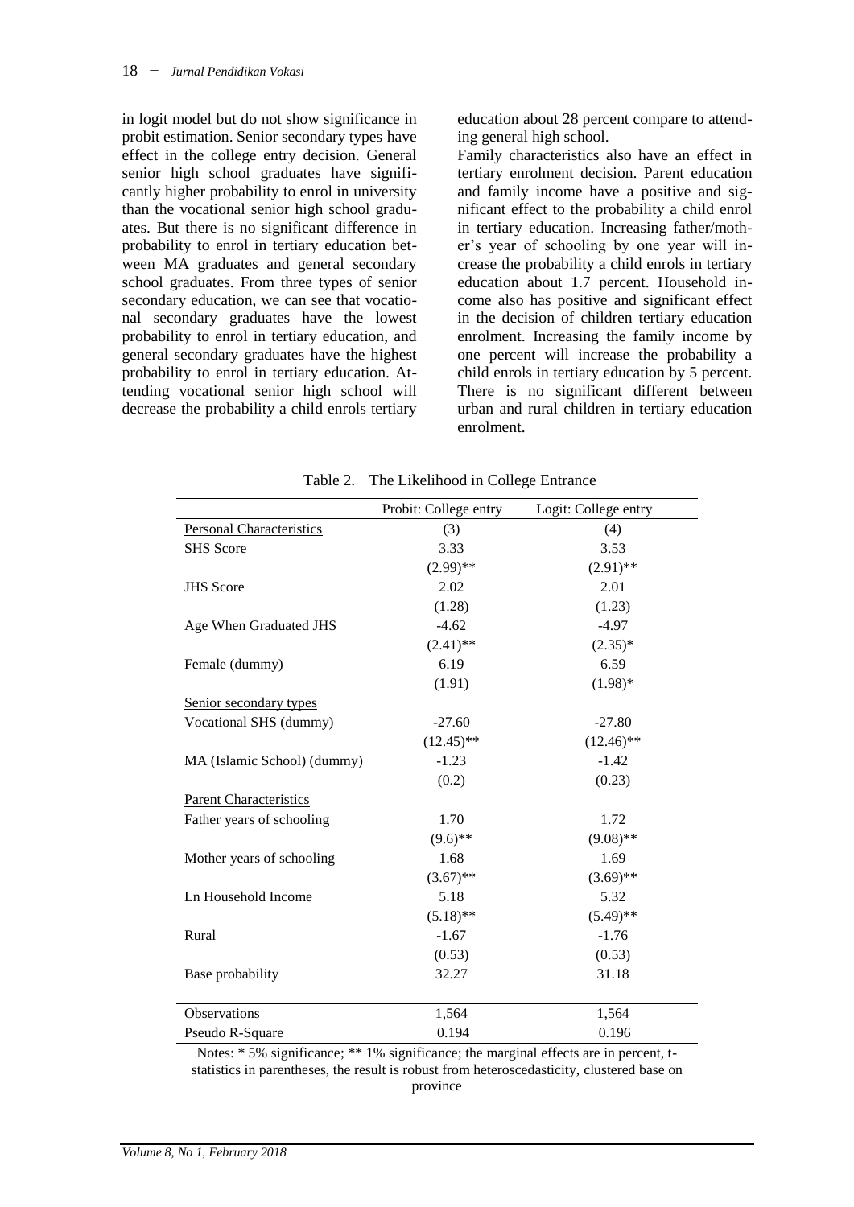in logit model but do not show significance in probit estimation. Senior secondary types have effect in the college entry decision. General senior high school graduates have significantly higher probability to enrol in university than the vocational senior high school graduates. But there is no significant difference in probability to enrol in tertiary education between MA graduates and general secondary school graduates. From three types of senior secondary education, we can see that vocational secondary graduates have the lowest probability to enrol in tertiary education, and general secondary graduates have the highest probability to enrol in tertiary education. Attending vocational senior high school will decrease the probability a child enrols tertiary education about 28 percent compare to attending general high school.

Family characteristics also have an effect in tertiary enrolment decision. Parent education and family income have a positive and significant effect to the probability a child enrol in tertiary education. Increasing father/mother's year of schooling by one year will increase the probability a child enrols in tertiary education about 1.7 percent. Household income also has positive and significant effect in the decision of children tertiary education enrolment. Increasing the family income by one percent will increase the probability a child enrols in tertiary education by 5 percent. There is no significant different between urban and rural children in tertiary education enrolment.

Table 2. The Likelihood in College Entrance

| | Probit: College entry | Logit: College entry |
|---|---|---|
| Personal Characteristics | (3) | (4) |
| SHS Score | 3.33 | 3.53 |
| | (2.99)** | (2.91)** |
| JHS Score | 2.02 | 2.01 |
| | (1.28) | (1.23) |
| Age When Graduated JHS | -4.62 | -4.97 |
| | (2.41)** | (2.35)* |
| Female (dummy) | 6.19 | 6.59 |
| | (1.91) | (1.98)* |
| Senior secondary types | | |
| Vocational SHS (dummy) | -27.60 | -27.80 |
| | (12.45)** | (12.46)** |
| MA (Islamic School) (dummy) | -1.23 | -1.42 |
| | (0.2) | (0.23) |
| Parent Characteristics | | |
| Father years of schooling | 1.70 | 1.72 |
| | (9.6)** | (9.08)** |
| Mother years of schooling | 1.68 | 1.69 |
| | (3.67)** | (3.69)** |
| Ln Household Income | 5.18 | 5.32 |
| | (5.18)** | (5.49)** |
| Rural | -1.67 | -1.76 |
| | (0.53) | (0.53) |
| Base probability | 32.27 | 31.18 |
| Observations | 1,564 | 1,564 |
| Pseudo R-Square | 0.194 | 0.196 |

Notes: * 5% significance; ** 1% significance; the marginal effects are in percent, t-statistics in parentheses, the result is robust from heteroscedasticity, clustered base on province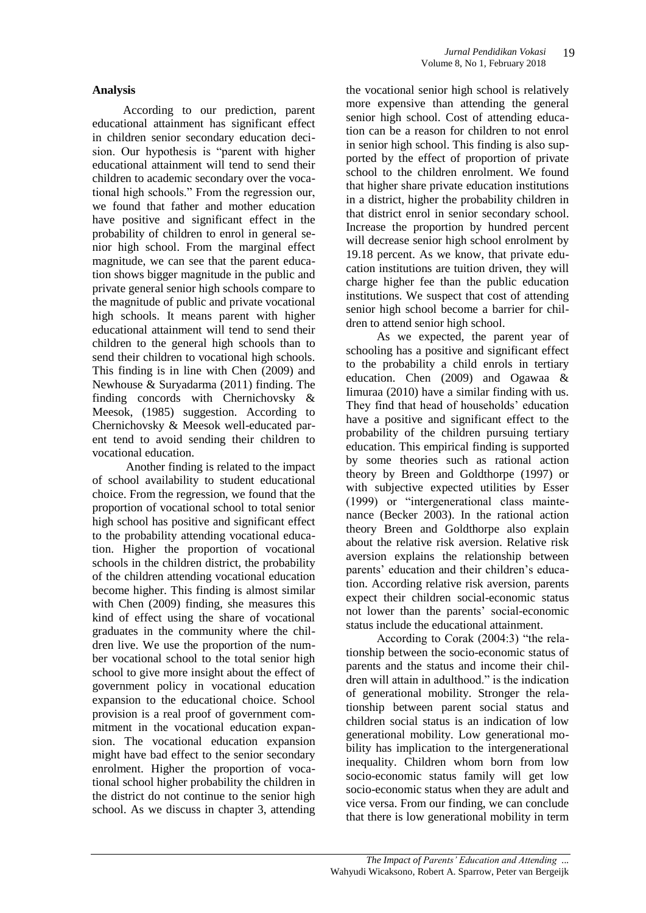## Analysis

According to our prediction, parent educational attainment has significant effect in children senior secondary education decision. Our hypothesis is "parent with higher educational attainment will tend to send their children to academic secondary over the vocational high schools." From the regression our, we found that father and mother education have positive and significant effect in the probability of children to enrol in general senior high school. From the marginal effect magnitude, we can see that the parent education shows bigger magnitude in the public and private general senior high schools compare to the magnitude of public and private vocational high schools. It means parent with higher educational attainment will tend to send their children to the general high schools than to send their children to vocational high schools. This finding is in line with Chen (2009) and Newhouse & Suryadarma (2011) finding. The finding concords with Chernichovsky & Meesok, (1985) suggestion. According to Chernichovsky & Meesok well-educated parent tend to avoid sending their children to vocational education.

Another finding is related to the impact of school availability to student educational choice. From the regression, we found that the proportion of vocational school to total senior high school has positive and significant effect to the probability attending vocational education. Higher the proportion of vocational schools in the children district, the probability of the children attending vocational education become higher. This finding is almost similar with Chen (2009) finding, she measures this kind of effect using the share of vocational graduates in the community where the children live. We use the proportion of the number vocational school to the total senior high school to give more insight about the effect of government policy in vocational education expansion to the educational choice. School provision is a real proof of government commitment in the vocational education expansion. The vocational education expansion might have bad effect to the senior secondary enrolment. Higher the proportion of vocational school higher probability the children in the district do not continue to the senior high school. As we discuss in chapter 3, attending the vocational senior high school is relatively more expensive than attending the general senior high school. Cost of attending education can be a reason for children to not enrol in senior high school. This finding is also supported by the effect of proportion of private school to the children enrolment. We found that higher share private education institutions in a district, higher the probability children in that district enrol in senior secondary school. Increase the proportion by hundred percent will decrease senior high school enrolment by 19.18 percent. As we know, that private education institutions are tuition driven, they will charge higher fee than the public education institutions. We suspect that cost of attending senior high school become a barrier for children to attend senior high school.

As we expected, the parent year of schooling has a positive and significant effect to the probability a child enrols in tertiary education. Chen (2009) and Ogawaa & Iimuraa (2010) have a similar finding with us. They find that head of households' education have a positive and significant effect to the probability of the children pursuing tertiary education. This empirical finding is supported by some theories such as rational action theory by Breen and Goldthorpe (1997) or with subjective expected utilities by Esser (1999) or "intergenerational class maintenance (Becker 2003). In the rational action theory Breen and Goldthorpe also explain about the relative risk aversion. Relative risk aversion explains the relationship between parents' education and their children's education. According relative risk aversion, parents expect their children social-economic status not lower than the parents' social-economic status include the educational attainment.

According to Corak (2004:3) "the relationship between the socio-economic status of parents and the status and income their children will attain in adulthood." is the indication of generational mobility. Stronger the relationship between parent social status and children social status is an indication of low generational mobility. Low generational mobility has implication to the intergenerational inequality. Children whom born from low socio-economic status family will get low socio-economic status when they are adult and vice versa. From our finding, we can conclude that there is low generational mobility in term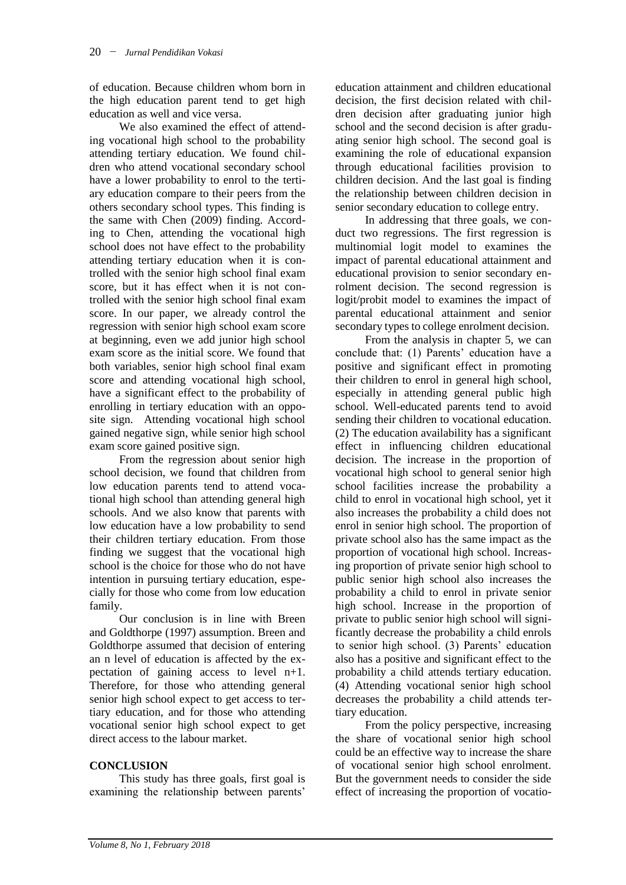of education. Because children whom born in the high education parent tend to get high education as well and vice versa.

We also examined the effect of attending vocational high school to the probability attending tertiary education. We found children who attend vocational secondary school have a lower probability to enrol to the tertiary education compare to their peers from the others secondary school types. This finding is the same with Chen (2009) finding. According to Chen, attending the vocational high school does not have effect to the probability attending tertiary education when it is controlled with the senior high school final exam score, but it has effect when it is not controlled with the senior high school final exam score. In our paper, we already control the regression with senior high school exam score at beginning, even we add junior high school exam score as the initial score. We found that both variables, senior high school final exam score and attending vocational high school, have a significant effect to the probability of enrolling in tertiary education with an opposite sign. Attending vocational high school gained negative sign, while senior high school exam score gained positive sign.

From the regression about senior high school decision, we found that children from low education parents tend to attend vocational high school than attending general high schools. And we also know that parents with low education have a low probability to send their children tertiary education. From those finding we suggest that the vocational high school is the choice for those who do not have intention in pursuing tertiary education, especially for those who come from low education family.

Our conclusion is in line with Breen and Goldthorpe (1997) assumption. Breen and Goldthorpe assumed that decision of entering an n level of education is affected by the expectation of gaining access to level n+1. Therefore, for those who attending general senior high school expect to get access to tertiary education, and for those who attending vocational senior high school expect to get direct access to the labour market.

## CONCLUSION

This study has three goals, first goal is examining the relationship between parents' education attainment and children educational decision, the first decision related with children decision after graduating junior high school and the second decision is after graduating senior high school. The second goal is examining the role of educational expansion through educational facilities provision to children decision. And the last goal is finding the relationship between children decision in senior secondary education to college entry.

In addressing that three goals, we conduct two regressions. The first regression is multinomial logit model to examines the impact of parental educational attainment and educational provision to senior secondary enrolment decision. The second regression is logit/probit model to examines the impact of parental educational attainment and senior secondary types to college enrolment decision.

From the analysis in chapter 5, we can conclude that: (1) Parents' education have a positive and significant effect in promoting their children to enrol in general high school, especially in attending general public high school. Well-educated parents tend to avoid sending their children to vocational education. (2) The education availability has a significant effect in influencing children educational decision. The increase in the proportion of vocational high school to general senior high school facilities increase the probability a child to enrol in vocational high school, yet it also increases the probability a child does not enrol in senior high school. The proportion of private school also has the same impact as the proportion of vocational high school. Increasing proportion of private senior high school to public senior high school also increases the probability a child to enrol in private senior high school. Increase in the proportion of private to public senior high school will significantly decrease the probability a child enrols to senior high school. (3) Parents' education also has a positive and significant effect to the probability a child attends tertiary education. (4) Attending vocational senior high school decreases the probability a child attends tertiary education.

From the policy perspective, increasing the share of vocational senior high school could be an effective way to increase the share of vocational senior high school enrolment. But the government needs to consider the side effect of increasing the proportion of vocatio-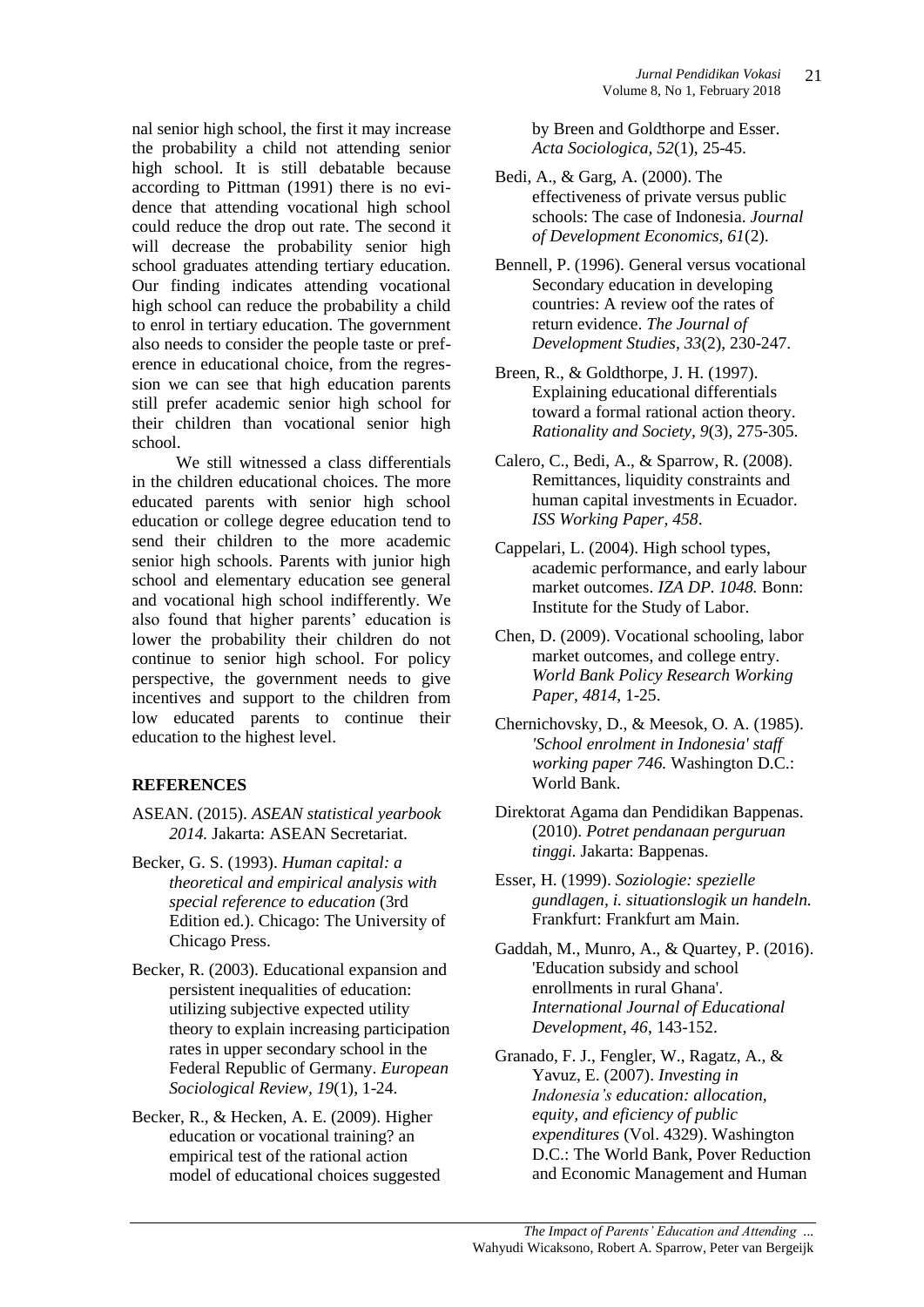nal senior high school, the first it may increase the probability a child not attending senior high school. It is still debatable because according to Pittman (1991) there is no evidence that attending vocational high school could reduce the drop out rate. The second it will decrease the probability senior high school graduates attending tertiary education. Our finding indicates attending vocational high school can reduce the probability a child to enrol in tertiary education. The government also needs to consider the people taste or preference in educational choice, from the regression we can see that high education parents still prefer academic senior high school for their children than vocational senior high school.

We still witnessed a class differentials in the children educational choices. The more educated parents with senior high school education or college degree education tend to send their children to the more academic senior high schools. Parents with junior high school and elementary education see general and vocational high school indifferently. We also found that higher parents' education is lower the probability their children do not continue to senior high school. For policy perspective, the government needs to give incentives and support to the children from low educated parents to continue their education to the highest level.

## REFERENCES

ASEAN. (2015). *ASEAN statistical yearbook 2014.* Jakarta: ASEAN Secretariat.

Becker, G. S. (1993). *Human capital: a theoretical and empirical analysis with special reference to education* (3rd Edition ed.). Chicago: The University of Chicago Press.

Becker, R. (2003). Educational expansion and persistent inequalities of education: utilizing subjective expected utility theory to explain increasing participation rates in upper secondary school in the Federal Republic of Germany. *European Sociological Review*, *19*(1), 1-24.

Becker, R., & Hecken, A. E. (2009). Higher education or vocational training? an empirical test of the rational action model of educational choices suggested by Breen and Goldthorpe and Esser. *Acta Sociologica, 52*(1), 25-45.

Bedi, A., & Garg, A. (2000). The effectiveness of private versus public schools: The case of Indonesia. *Journal of Development Economics, 61*(2).

Bennell, P. (1996). General versus vocational Secondary education in developing countries: A review oof the rates of return evidence. *The Journal of Development Studies, 33*(2), 230-247.

Breen, R., & Goldthorpe, J. H. (1997). Explaining educational differentials toward a formal rational action theory. *Rationality and Society, 9*(3), 275-305.

Calero, C., Bedi, A., & Sparrow, R. (2008). Remittances, liquidity constraints and human capital investments in Ecuador. *ISS Working Paper, 458*.

Cappelari, L. (2004). High school types, academic performance, and early labour market outcomes. *IZA DP. 1048.* Bonn: Institute for the Study of Labor.

Chen, D. (2009). Vocational schooling, labor market outcomes, and college entry. *World Bank Policy Research Working Paper, 4814*, 1-25.

Chernichovsky, D., & Meesok, O. A. (1985). *'School enrolment in Indonesia' staff working paper 746.* Washington D.C.: World Bank.

Direktorat Agama dan Pendidikan Bappenas. (2010). *Potret pendanaan perguruan tinggi.* Jakarta: Bappenas.

Esser, H. (1999). *Soziologie: spezielle gundlagen, i. situationslogik un handeln.* Frankfurt: Frankfurt am Main.

Gaddah, M., Munro, A., & Quartey, P. (2016). 'Education subsidy and school enrollments in rural Ghana'. *International Journal of Educational Development, 46*, 143-152.

Granado, F. J., Fengler, W., Ragatz, A., & Yavuz, E. (2007). *Investing in Indonesia's education: allocation, equity, and eficiency of public expenditures* (Vol. 4329). Washington D.C.: The World Bank, Pover Reduction and Economic Management and Human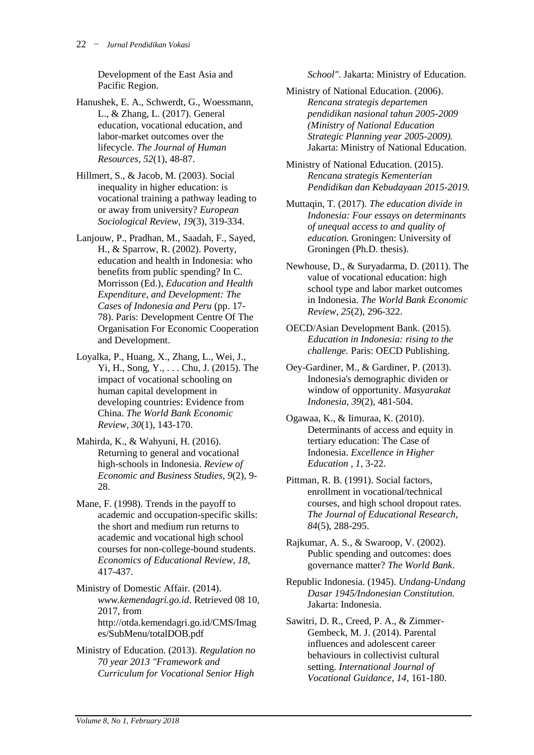Development of the East Asia and Pacific Region.

Hanushek, E. A., Schwerdt, G., Woessmann, L., & Zhang, L. (2017). General education, vocational education, and labor-market outcomes over the lifecycle. *The Journal of Human Resources, 52*(1), 48-87.

Hillmert, S., & Jacob, M. (2003). Social inequality in higher education: is vocational training a pathway leading to or away from university? *European Sociological Review, 19*(3), 319-334.

Lanjouw, P., Pradhan, M., Saadah, F., Sayed, H., & Sparrow, R. (2002). Poverty, education and health in Indonesia: who benefits from public spending? In C. Morrisson (Ed.), *Education and Health Expenditure, and Development: The Cases of Indonesia and Peru* (pp. 17-78). Paris: Development Centre Of The Organisation For Economic Cooperation and Development.

Loyalka, P., Huang, X., Zhang, L., Wei, J., Yi, H., Song, Y., . . . Chu, J. (2015). The impact of vocational schooling on human capital development in developing countries: Evidence from China. *The World Bank Economic Review, 30*(1), 143-170.

Mahirda, K., & Wahyuni, H. (2016). Returning to general and vocational high-schools in Indonesia. *Review of Economic and Business Studies, 9*(2), 9-28.

Mane, F. (1998). Trends in the payoff to academic and occupation-specific skills: the short and medium run returns to academic and vocational high school courses for non-college-bound students. *Economics of Educational Review, 18*, 417-437.

Ministry of Domestic Affair. (2014). *www.kemendagri.go.id*. Retrieved 08 10, 2017, from http://otda.kemendagri.go.id/CMS/Images/SubMenu/totalDOB.pdf

Ministry of Education. (2013). *Regulation no 70 year 2013 "Framework and Curriculum for Vocational Senior High School"*. Jakarta: Ministry of Education.

Ministry of National Education. (2006). *Rencana strategis departemen pendidikan nasional tahun 2005-2009 (Ministry of National Education Strategic Planning year 2005-2009).* Jakarta: Ministry of National Education.

Ministry of National Education. (2015). *Rencana strategis Kementerian Pendidikan dan Kebudayaan 2015-2019.*

Muttaqin, T. (2017). *The education divide in Indonesia: Four essays on determinants of unequal access to and quality of education.* Groningen: University of Groningen (Ph.D. thesis).

Newhouse, D., & Suryadarma, D. (2011). The value of vocational education: high school type and labor market outcomes in Indonesia. *The World Bank Economic Review, 25*(2), 296-322.

OECD/Asian Development Bank. (2015). *Education in Indonesia: rising to the challenge.* Paris: OECD Publishing.

Oey-Gardiner, M., & Gardiner, P. (2013). Indonesia's demographic dividen or window of opportunity. *Masyarakat Indonesia, 39*(2), 481-504.

Ogawaa, K., & Iimuraa, K. (2010). Determinants of access and equity in tertiary education: The Case of Indonesia. *Excellence in Higher Education , 1*, 3-22.

Pittman, R. B. (1991). Social factors, enrollment in vocational/technical courses, and high school dropout rates. *The Journal of Educational Research, 84*(5), 288-295.

Rajkumar, A. S., & Swaroop, V. (2002). Public spending and outcomes: does governance matter? *The World Bank*.

Republic Indonesia. (1945). *Undang-Undang Dasar 1945/Indonesian Constitution.* Jakarta: Indonesia.

Sawitri, D. R., Creed, P. A., & Zimmer-Gembeck, M. J. (2014). Parental influences and adolescent career behaviours in collectivist cultural setting. *International Journal of Vocational Guidance, 14*, 161-180.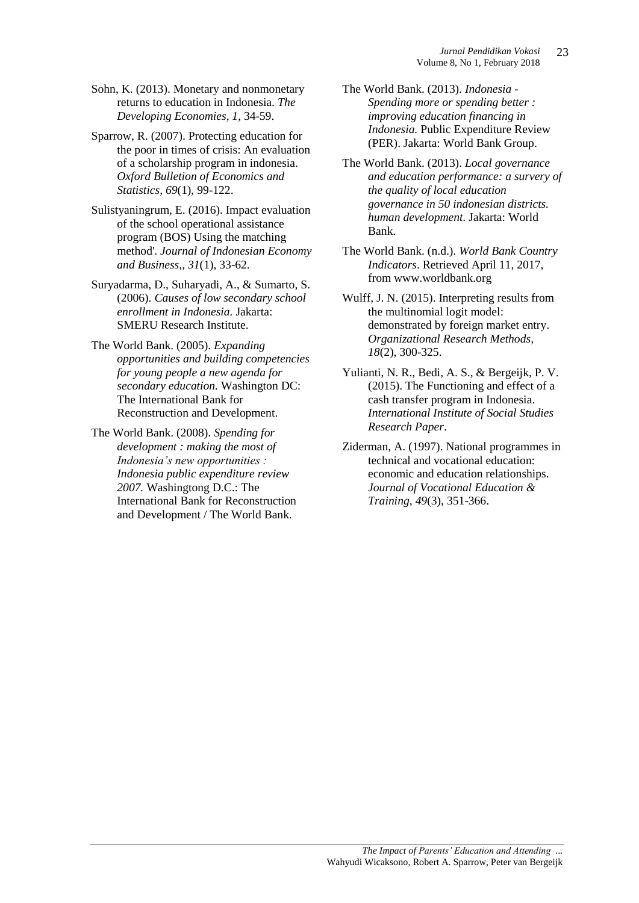Sohn, K. (2013). Monetary and nonmonetary returns to education in Indonesia. *The Developing Economies, 1*, 34-59.

Sparrow, R. (2007). Protecting education for the poor in times of crisis: An evaluation of a scholarship program in indonesia. *Oxford Bulletion of Economics and Statistics, 69*(1), 99-122.

Sulistyaningrum, E. (2016). Impact evaluation of the school operational assistance program (BOS) Using the matching method'. *Journal of Indonesian Economy and Business,, 31*(1), 33-62.

Suryadarma, D., Suharyadi, A., & Sumarto, S. (2006). *Causes of low secondary school enrollment in Indonesia.* Jakarta: SMERU Research Institute.

The World Bank. (2005). *Expanding opportunities and building competencies for young people a new agenda for secondary education.* Washington DC: The International Bank for Reconstruction and Development.

The World Bank. (2008). *Spending for development : making the most of Indonesia's new opportunities : Indonesia public expenditure review 2007.* Washingtong D.C.: The International Bank for Reconstruction and Development / The World Bank.

The World Bank. (2013). *Indonesia - Spending more or spending better : improving education financing in Indonesia.* Public Expenditure Review (PER). Jakarta: World Bank Group.

The World Bank. (2013). *Local governance and education performance: a survery of the quality of local education governance in 50 indonesian districts. human development*. Jakarta: World Bank.

The World Bank. (n.d.). *World Bank Country Indicators*. Retrieved April 11, 2017, from www.worldbank.org

Wulff, J. N. (2015). Interpreting results from the multinomial logit model: demonstrated by foreign market entry. *Organizational Research Methods, 18*(2), 300-325.

Yulianti, N. R., Bedi, A. S., & Bergeijk, P. V. (2015). The Functioning and effect of a cash transfer program in Indonesia. *International Institute of Social Studies Research Paper*.

Ziderman, A. (1997). National programmes in technical and vocational education: economic and education relationships. *Journal of Vocational Education & Training, 49*(3), 351-366.